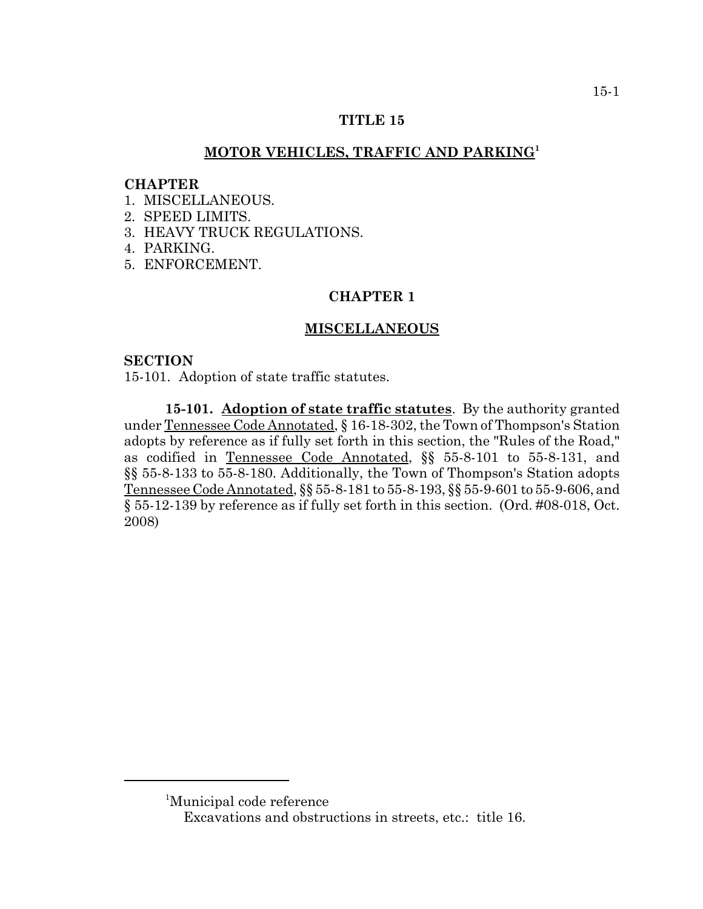# TITLE 15

## MOTOR VEHICLES, TRAFFIC AND PARKING[1]

**CHAPTER**
1. MISCELLANEOUS.
2. SPEED LIMITS.
3. HEAVY TRUCK REGULATIONS.
4. PARKING.
5. ENFORCEMENT.

## CHAPTER 1

## MISCELLANEOUS

**SECTION**
15-101. Adoption of state traffic statutes.

**15-101. Adoption of state traffic statutes**. By the authority granted under Tennessee Code Annotated, § 16-18-302, the Town of Thompson's Station adopts by reference as if fully set forth in this section, the "Rules of the Road," as codified in Tennessee Code Annotated, §§ 55-8-101 to 55-8-131, and §§ 55-8-133 to 55-8-180. Additionally, the Town of Thompson's Station adopts Tennessee Code Annotated, §§ 55-8-181 to 55-8-193, §§ 55-9-601 to 55-9-606, and § 55-12-139 by reference as if fully set forth in this section. (Ord. #08-018, Oct. 2008)

---

[1]Municipal code reference
Excavations and obstructions in streets, etc.: title 16.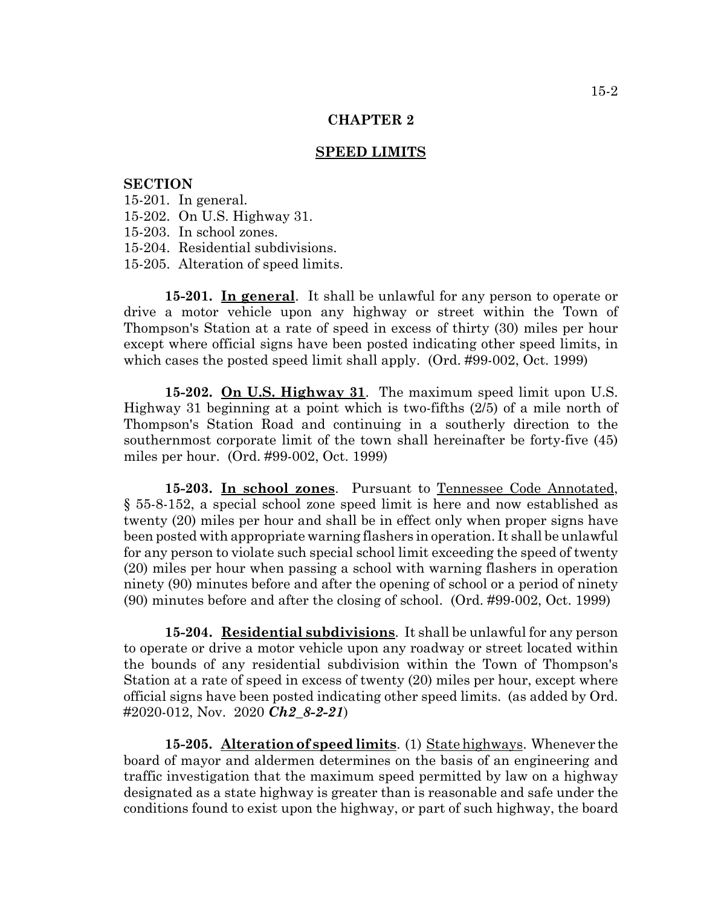# CHAPTER 2

## SPEED LIMITS

**SECTION**

15-201. In general.
15-202. On U.S. Highway 31.
15-203. In school zones.
15-204. Residential subdivisions.
15-205. Alteration of speed limits.

**15-201. In general**. It shall be unlawful for any person to operate or drive a motor vehicle upon any highway or street within the Town of Thompson's Station at a rate of speed in excess of thirty (30) miles per hour except where official signs have been posted indicating other speed limits, in which cases the posted speed limit shall apply. (Ord. #99-002, Oct. 1999)

**15-202. On U.S. Highway 31**. The maximum speed limit upon U.S. Highway 31 beginning at a point which is two-fifths (2/5) of a mile north of Thompson's Station Road and continuing in a southerly direction to the southernmost corporate limit of the town shall hereinafter be forty-five (45) miles per hour. (Ord. #99-002, Oct. 1999)

**15-203. In school zones**. Pursuant to Tennessee Code Annotated, § 55-8-152, a special school zone speed limit is here and now established as twenty (20) miles per hour and shall be in effect only when proper signs have been posted with appropriate warning flashers in operation. It shall be unlawful for any person to violate such special school limit exceeding the speed of twenty (20) miles per hour when passing a school with warning flashers in operation ninety (90) minutes before and after the opening of school or a period of ninety (90) minutes before and after the closing of school. (Ord. #99-002, Oct. 1999)

**15-204. Residential subdivisions**. It shall be unlawful for any person to operate or drive a motor vehicle upon any roadway or street located within the bounds of any residential subdivision within the Town of Thompson's Station at a rate of speed in excess of twenty (20) miles per hour, except where official signs have been posted indicating other speed limits. (as added by Ord. #2020-012, Nov. 2020 ***Ch2_8-2-21***)

**15-205. Alteration of speed limits**. (1) State highways. Whenever the board of mayor and aldermen determines on the basis of an engineering and traffic investigation that the maximum speed permitted by law on a highway designated as a state highway is greater than is reasonable and safe under the conditions found to exist upon the highway, or part of such highway, the board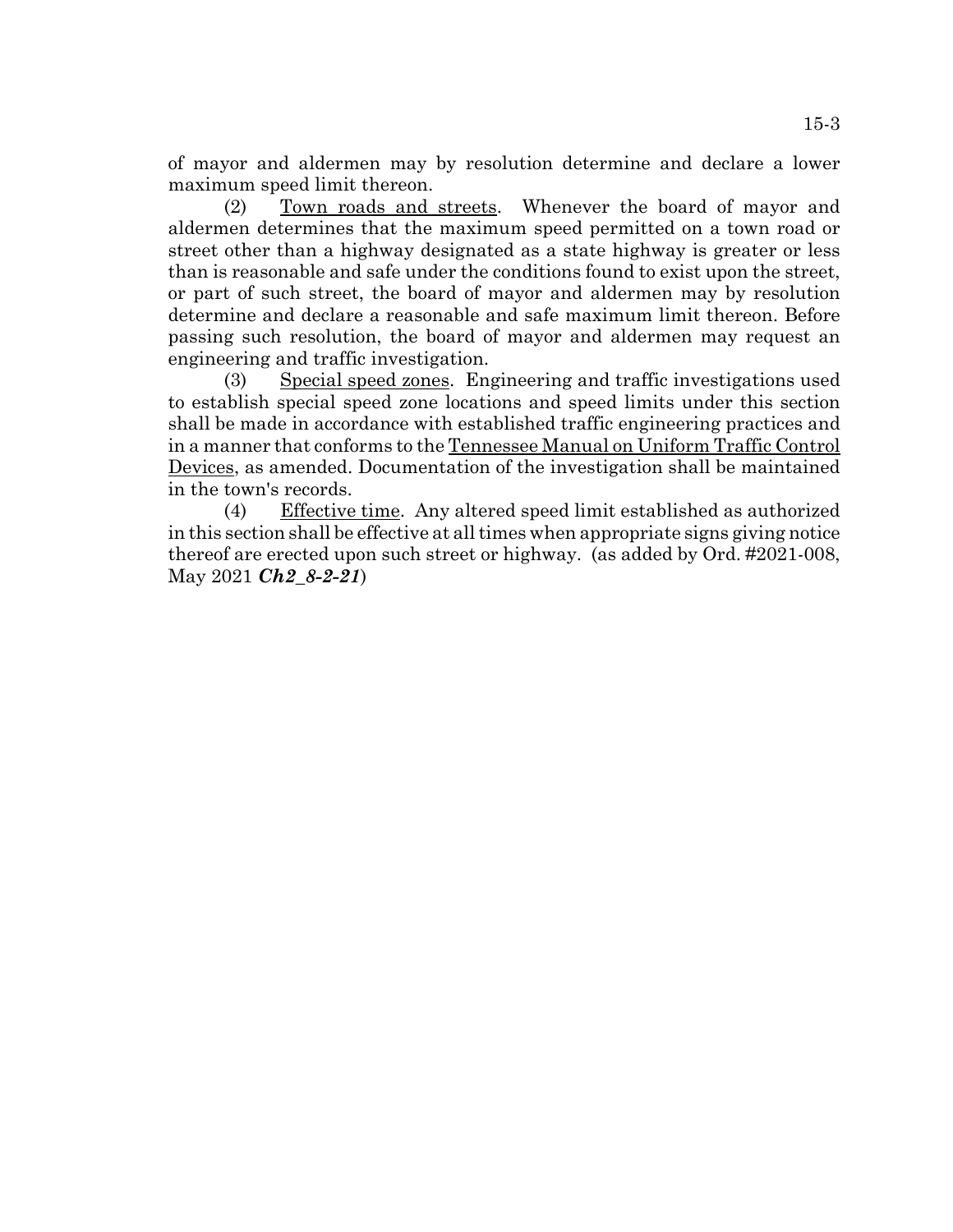of mayor and aldermen may by resolution determine and declare a lower maximum speed limit thereon.

(2) Town roads and streets. Whenever the board of mayor and aldermen determines that the maximum speed permitted on a town road or street other than a highway designated as a state highway is greater or less than is reasonable and safe under the conditions found to exist upon the street, or part of such street, the board of mayor and aldermen may by resolution determine and declare a reasonable and safe maximum limit thereon. Before passing such resolution, the board of mayor and aldermen may request an engineering and traffic investigation.

(3) Special speed zones. Engineering and traffic investigations used to establish special speed zone locations and speed limits under this section shall be made in accordance with established traffic engineering practices and in a manner that conforms to the Tennessee Manual on Uniform Traffic Control Devices, as amended. Documentation of the investigation shall be maintained in the town's records.

(4) Effective time. Any altered speed limit established as authorized in this section shall be effective at all times when appropriate signs giving notice thereof are erected upon such street or highway. (as added by Ord. #2021-008, May 2021 ***Ch2_8-2-21***)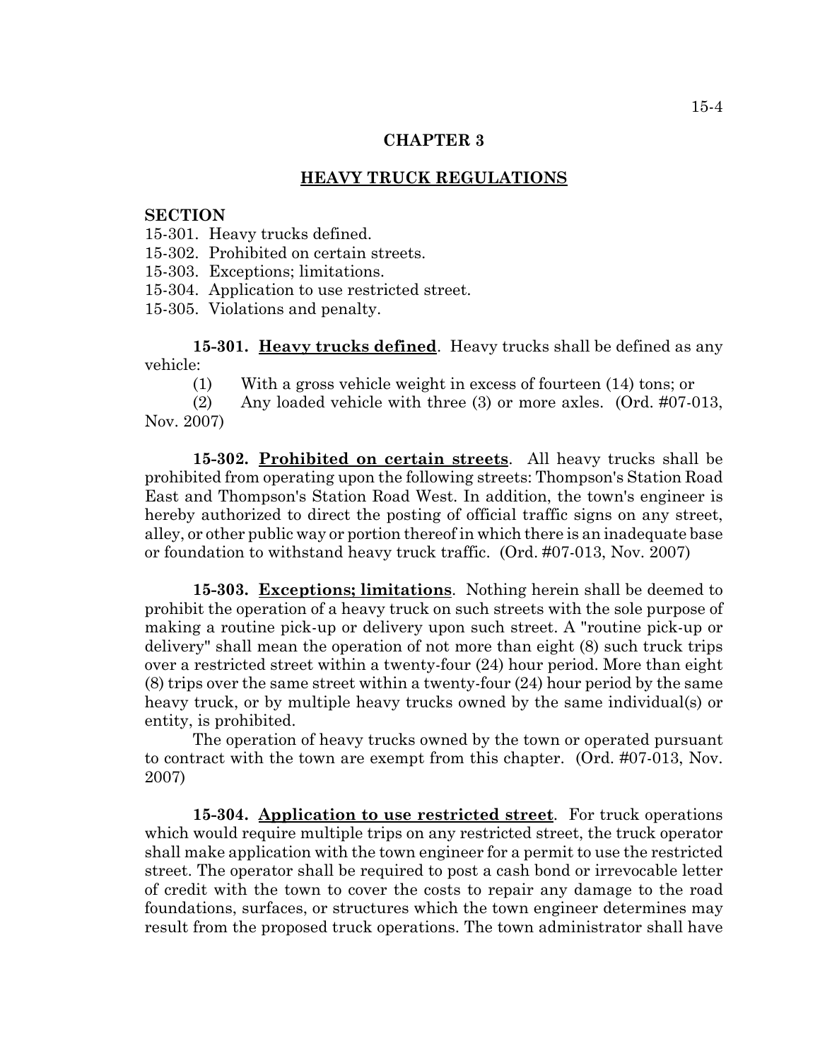## CHAPTER 3

## HEAVY TRUCK REGULATIONS

**SECTION**

15-301. Heavy trucks defined.
15-302. Prohibited on certain streets.
15-303. Exceptions; limitations.
15-304. Application to use restricted street.
15-305. Violations and penalty.

**15-301. Heavy trucks defined**. Heavy trucks shall be defined as any vehicle:

(1) With a gross vehicle weight in excess of fourteen (14) tons; or

(2) Any loaded vehicle with three (3) or more axles. (Ord. #07-013, Nov. 2007)

**15-302. Prohibited on certain streets**. All heavy trucks shall be prohibited from operating upon the following streets: Thompson's Station Road East and Thompson's Station Road West. In addition, the town's engineer is hereby authorized to direct the posting of official traffic signs on any street, alley, or other public way or portion thereof in which there is an inadequate base or foundation to withstand heavy truck traffic. (Ord. #07-013, Nov. 2007)

**15-303. Exceptions; limitations**. Nothing herein shall be deemed to prohibit the operation of a heavy truck on such streets with the sole purpose of making a routine pick-up or delivery upon such street. A "routine pick-up or delivery" shall mean the operation of not more than eight (8) such truck trips over a restricted street within a twenty-four (24) hour period. More than eight (8) trips over the same street within a twenty-four (24) hour period by the same heavy truck, or by multiple heavy trucks owned by the same individual(s) or entity, is prohibited.

The operation of heavy trucks owned by the town or operated pursuant to contract with the town are exempt from this chapter. (Ord. #07-013, Nov. 2007)

**15-304. Application to use restricted street**. For truck operations which would require multiple trips on any restricted street, the truck operator shall make application with the town engineer for a permit to use the restricted street. The operator shall be required to post a cash bond or irrevocable letter of credit with the town to cover the costs to repair any damage to the road foundations, surfaces, or structures which the town engineer determines may result from the proposed truck operations. The town administrator shall have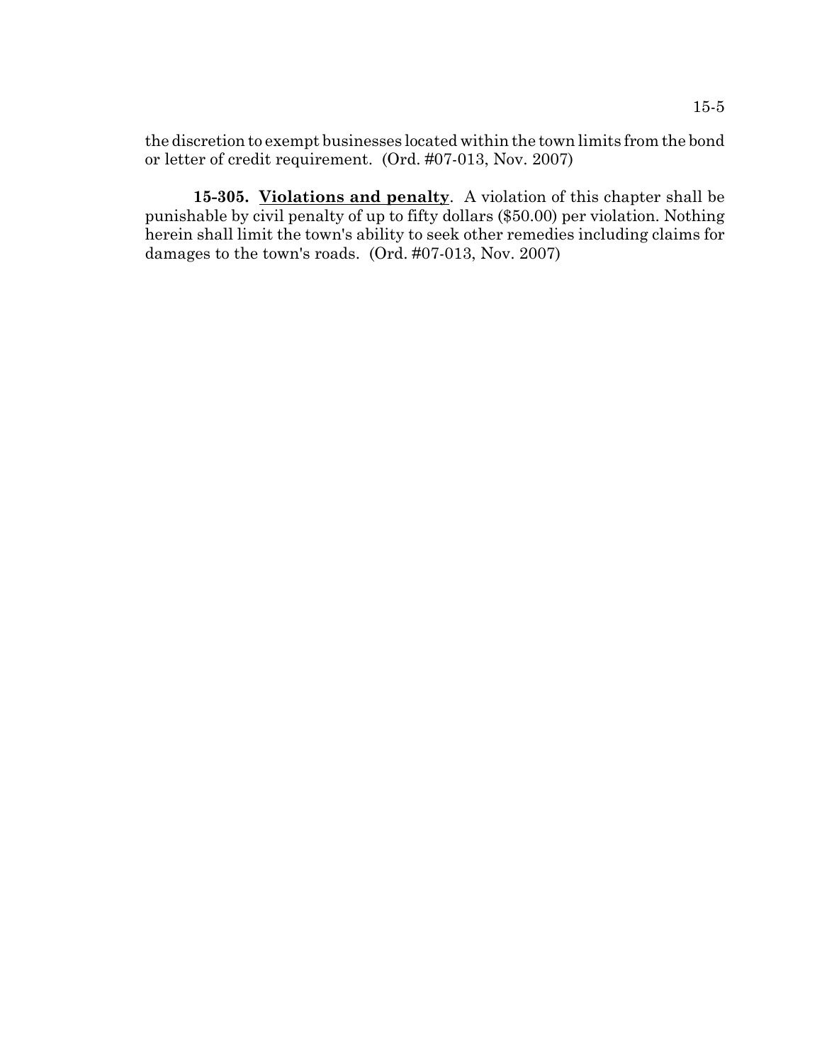the discretion to exempt businesses located within the town limits from the bond or letter of credit requirement. (Ord. #07-013, Nov. 2007)

**15-305. Violations and penalty**. A violation of this chapter shall be punishable by civil penalty of up to fifty dollars ($50.00) per violation. Nothing herein shall limit the town's ability to seek other remedies including claims for damages to the town's roads. (Ord. #07-013, Nov. 2007)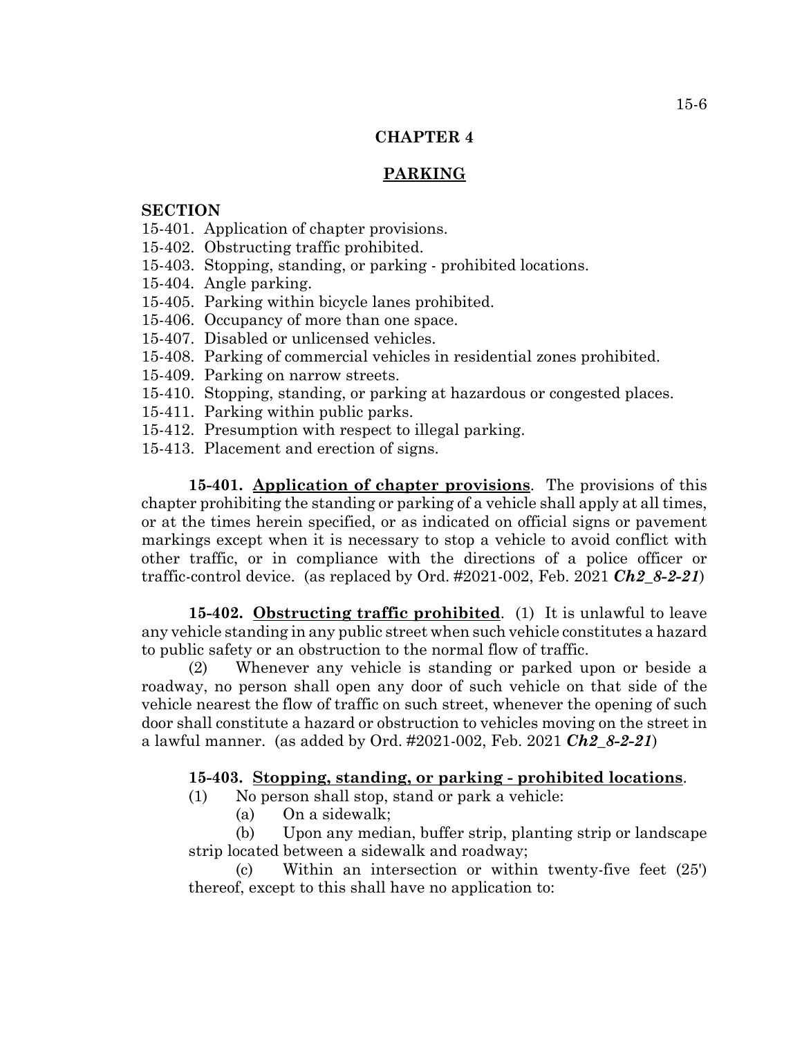**CHAPTER 4**

**PARKING**

**SECTION**

15-401. Application of chapter provisions.
15-402. Obstructing traffic prohibited.
15-403. Stopping, standing, or parking - prohibited locations.
15-404. Angle parking.
15-405. Parking within bicycle lanes prohibited.
15-406. Occupancy of more than one space.
15-407. Disabled or unlicensed vehicles.
15-408. Parking of commercial vehicles in residential zones prohibited.
15-409. Parking on narrow streets.
15-410. Stopping, standing, or parking at hazardous or congested places.
15-411. Parking within public parks.
15-412. Presumption with respect to illegal parking.
15-413. Placement and erection of signs.

**15-401. Application of chapter provisions**. The provisions of this chapter prohibiting the standing or parking of a vehicle shall apply at all times, or at the times herein specified, or as indicated on official signs or pavement markings except when it is necessary to stop a vehicle to avoid conflict with other traffic, or in compliance with the directions of a police officer or traffic-control device. (as replaced by Ord. #2021-002, Feb. 2021 ***Ch2_8-2-21***)

**15-402. Obstructing traffic prohibited**. (1) It is unlawful to leave any vehicle standing in any public street when such vehicle constitutes a hazard to public safety or an obstruction to the normal flow of traffic.

(2) Whenever any vehicle is standing or parked upon or beside a roadway, no person shall open any door of such vehicle on that side of the vehicle nearest the flow of traffic on such street, whenever the opening of such door shall constitute a hazard or obstruction to vehicles moving on the street in a lawful manner. (as added by Ord. #2021-002, Feb. 2021 ***Ch2_8-2-21***)

**15-403. Stopping, standing, or parking - prohibited locations**.

(1) No person shall stop, stand or park a vehicle:

(a) On a sidewalk;

(b) Upon any median, buffer strip, planting strip or landscape strip located between a sidewalk and roadway;

(c) Within an intersection or within twenty-five feet (25') thereof, except to this shall have no application to: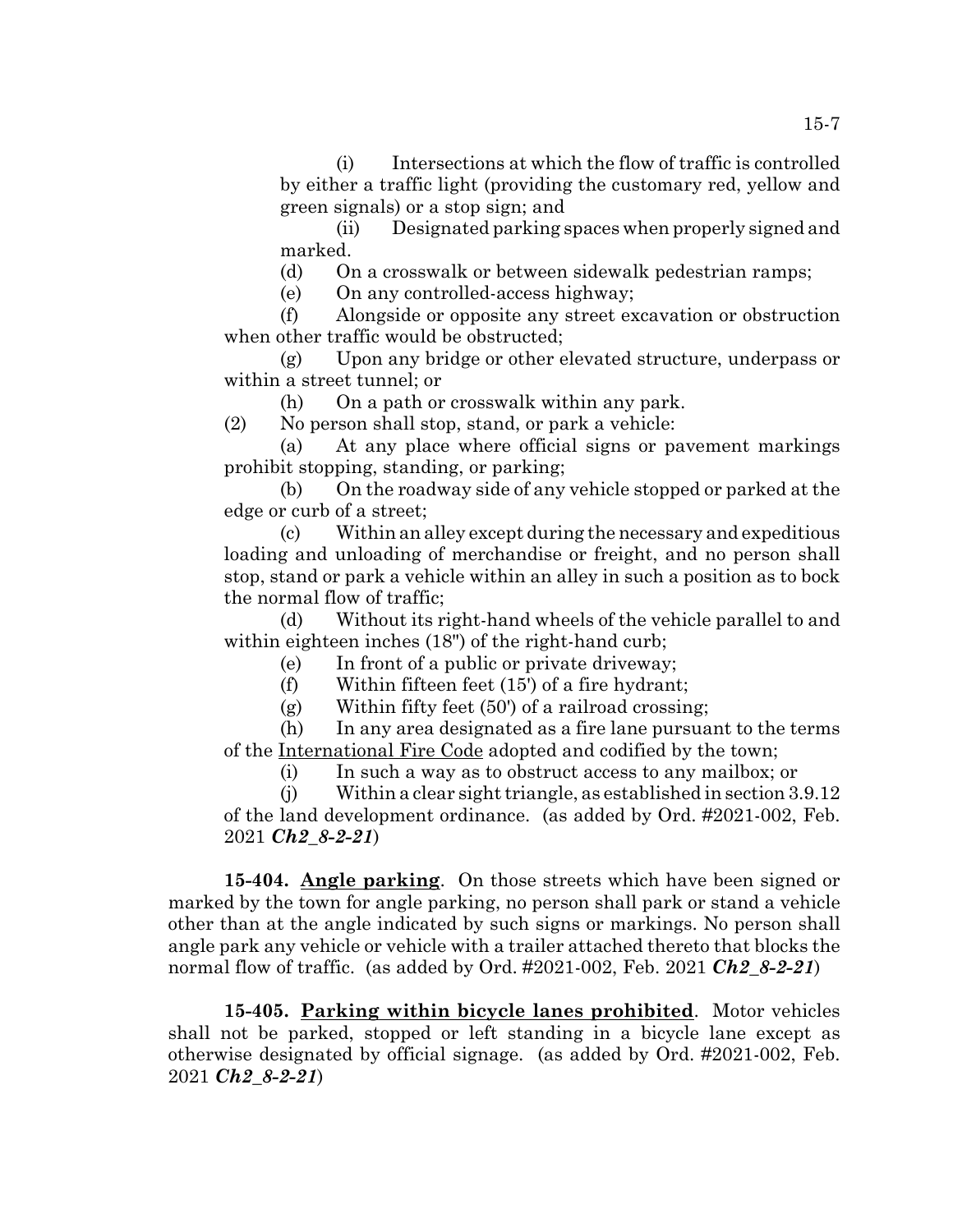(i) Intersections at which the flow of traffic is controlled by either a traffic light (providing the customary red, yellow and green signals) or a stop sign; and

(ii) Designated parking spaces when properly signed and marked.

(d) On a crosswalk or between sidewalk pedestrian ramps;

(e) On any controlled-access highway;

(f) Alongside or opposite any street excavation or obstruction when other traffic would be obstructed;

(g) Upon any bridge or other elevated structure, underpass or within a street tunnel; or

(h) On a path or crosswalk within any park.

(2) No person shall stop, stand, or park a vehicle:

(a) At any place where official signs or pavement markings prohibit stopping, standing, or parking;

(b) On the roadway side of any vehicle stopped or parked at the edge or curb of a street;

(c) Within an alley except during the necessary and expeditious loading and unloading of merchandise or freight, and no person shall stop, stand or park a vehicle within an alley in such a position as to bock the normal flow of traffic;

(d) Without its right-hand wheels of the vehicle parallel to and within eighteen inches (18") of the right-hand curb;

(e) In front of a public or private driveway;

(f) Within fifteen feet (15') of a fire hydrant;

(g) Within fifty feet (50') of a railroad crossing;

(h) In any area designated as a fire lane pursuant to the terms of the International Fire Code adopted and codified by the town;

(i) In such a way as to obstruct access to any mailbox; or

(j) Within a clear sight triangle, as established in section 3.9.12 of the land development ordinance. (as added by Ord. #2021-002, Feb. 2021 ***Ch2_8-2-21***)

**15-404. Angle parking**. On those streets which have been signed or marked by the town for angle parking, no person shall park or stand a vehicle other than at the angle indicated by such signs or markings. No person shall angle park any vehicle or vehicle with a trailer attached thereto that blocks the normal flow of traffic. (as added by Ord. #2021-002, Feb. 2021 ***Ch2_8-2-21***)

**15-405. Parking within bicycle lanes prohibited**. Motor vehicles shall not be parked, stopped or left standing in a bicycle lane except as otherwise designated by official signage. (as added by Ord. #2021-002, Feb. 2021 ***Ch2_8-2-21***)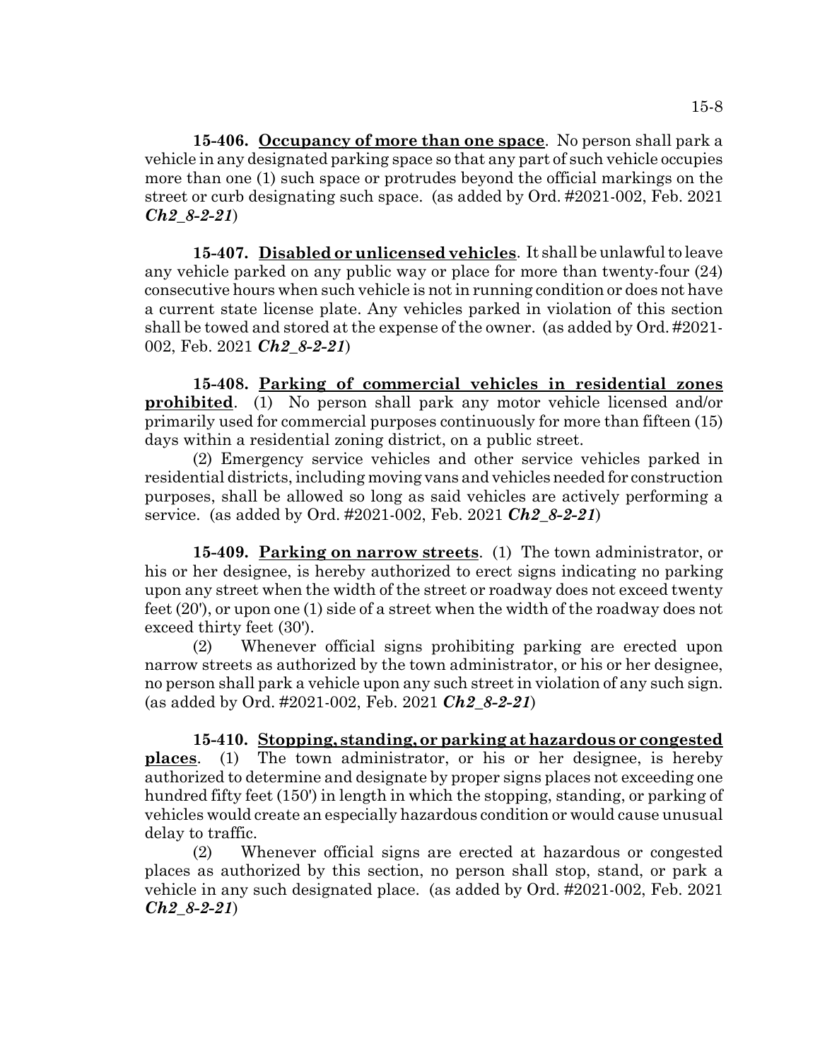**15-406. <u>Occupancy of more than one space</u>**. No person shall park a vehicle in any designated parking space so that any part of such vehicle occupies more than one (1) such space or protrudes beyond the official markings on the street or curb designating such space. (as added by Ord. #2021-002, Feb. 2021 ***Ch2_8-2-21***)

**15-407. <u>Disabled or unlicensed vehicles</u>**. It shall be unlawful to leave any vehicle parked on any public way or place for more than twenty-four (24) consecutive hours when such vehicle is not in running condition or does not have a current state license plate. Any vehicles parked in violation of this section shall be towed and stored at the expense of the owner. (as added by Ord. #2021-002, Feb. 2021 ***Ch2_8-2-21***)

**15-408. <u>Parking of commercial vehicles in residential zones prohibited</u>**. (1) No person shall park any motor vehicle licensed and/or primarily used for commercial purposes continuously for more than fifteen (15) days within a residential zoning district, on a public street.

(2) Emergency service vehicles and other service vehicles parked in residential districts, including moving vans and vehicles needed for construction purposes, shall be allowed so long as said vehicles are actively performing a service. (as added by Ord. #2021-002, Feb. 2021 ***Ch2_8-2-21***)

**15-409. <u>Parking on narrow streets</u>**. (1) The town administrator, or his or her designee, is hereby authorized to erect signs indicating no parking upon any street when the width of the street or roadway does not exceed twenty feet (20'), or upon one (1) side of a street when the width of the roadway does not exceed thirty feet (30').

(2) Whenever official signs prohibiting parking are erected upon narrow streets as authorized by the town administrator, or his or her designee, no person shall park a vehicle upon any such street in violation of any such sign. (as added by Ord. #2021-002, Feb. 2021 ***Ch2_8-2-21***)

**15-410. <u>Stopping, standing, or parking at hazardous or congested places</u>**. (1) The town administrator, or his or her designee, is hereby authorized to determine and designate by proper signs places not exceeding one hundred fifty feet (150') in length in which the stopping, standing, or parking of vehicles would create an especially hazardous condition or would cause unusual delay to traffic.

(2) Whenever official signs are erected at hazardous or congested places as authorized by this section, no person shall stop, stand, or park a vehicle in any such designated place. (as added by Ord. #2021-002, Feb. 2021 ***Ch2_8-2-21***)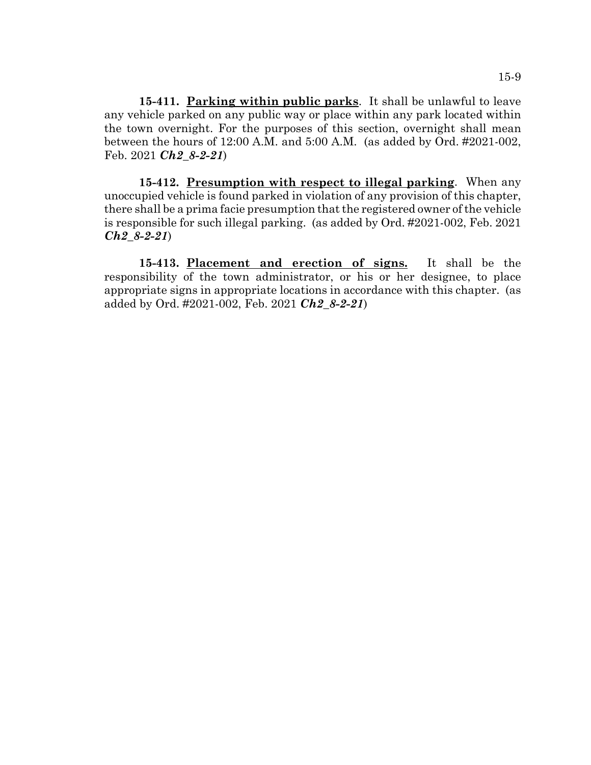**15-411. Parking within public parks**. It shall be unlawful to leave any vehicle parked on any public way or place within any park located within the town overnight. For the purposes of this section, overnight shall mean between the hours of 12:00 A.M. and 5:00 A.M. (as added by Ord. #2021-002, Feb. 2021 ***Ch2_8-2-21***)

**15-412. Presumption with respect to illegal parking**. When any unoccupied vehicle is found parked in violation of any provision of this chapter, there shall be a prima facie presumption that the registered owner of the vehicle is responsible for such illegal parking. (as added by Ord. #2021-002, Feb. 2021 ***Ch2_8-2-21***)

**15-413. Placement and erection of signs.** It shall be the responsibility of the town administrator, or his or her designee, to place appropriate signs in appropriate locations in accordance with this chapter. (as added by Ord. #2021-002, Feb. 2021 ***Ch2_8-2-21***)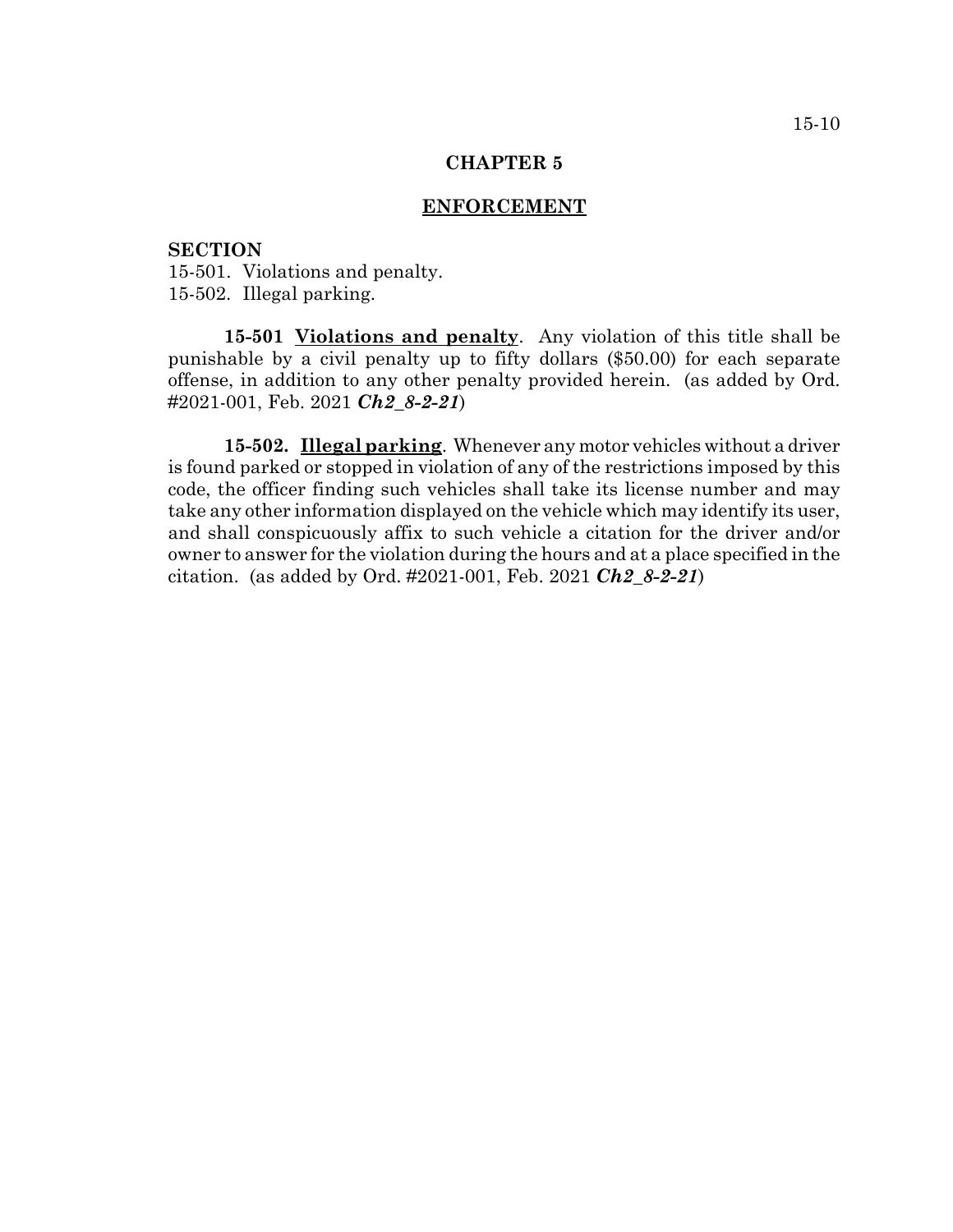# CHAPTER 5

## ENFORCEMENT

**SECTION**

15-501. Violations and penalty.
15-502. Illegal parking.

**15-501 Violations and penalty**. Any violation of this title shall be punishable by a civil penalty up to fifty dollars ($50.00) for each separate offense, in addition to any other penalty provided herein. (as added by Ord. #2021-001, Feb. 2021 ***Ch2_8-2-21***)

**15-502. Illegal parking**. Whenever any motor vehicles without a driver is found parked or stopped in violation of any of the restrictions imposed by this code, the officer finding such vehicles shall take its license number and may take any other information displayed on the vehicle which may identify its user, and shall conspicuously affix to such vehicle a citation for the driver and/or owner to answer for the violation during the hours and at a place specified in the citation. (as added by Ord. #2021-001, Feb. 2021 ***Ch2_8-2-21***)